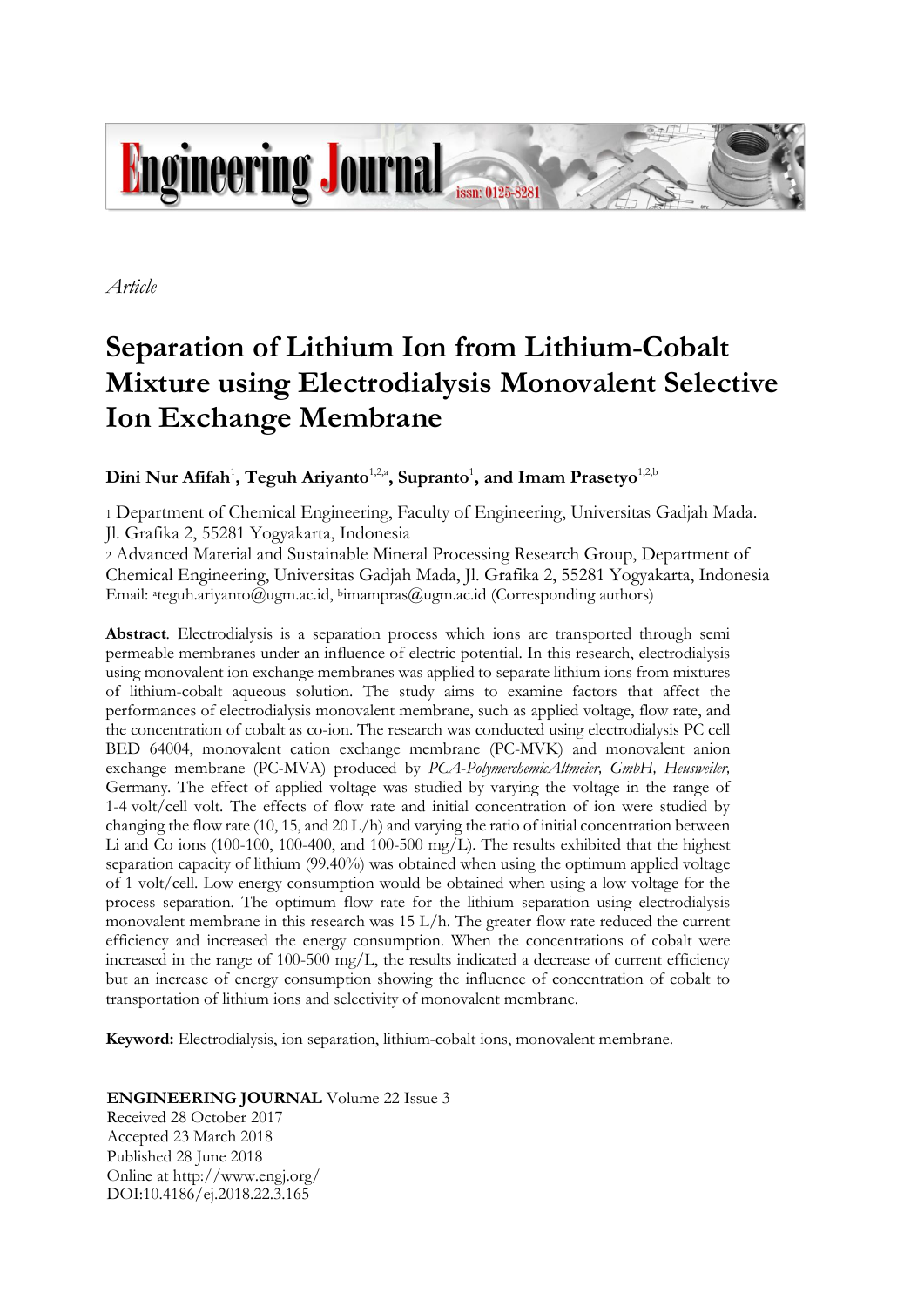*Article*

# Separation of Lithium Ion from Lithium-Cobalt Mixture using Electrodialysis Monovalent Selective Ion Exchange Membrane

**Dini Nur Afifah**[1], **Teguh Ariyanto**[1,2,a], **Supranto**[1], **and Imam Prasetyo**[1,2,b]

1 Department of Chemical Engineering, Faculty of Engineering, Universitas Gadjah Mada. Jl. Grafika 2, 55281 Yogyakarta, Indonesia

2 Advanced Material and Sustainable Mineral Processing Research Group, Department of Chemical Engineering, Universitas Gadjah Mada, Jl. Grafika 2, 55281 Yogyakarta, Indonesia

Email: [a]teguh.ariyanto@ugm.ac.id, [b]imampras@ugm.ac.id (Corresponding authors)

**Abstract**. Electrodialysis is a separation process which ions are transported through semi permeable membranes under an influence of electric potential. In this research, electrodialysis using monovalent ion exchange membranes was applied to separate lithium ions from mixtures of lithium-cobalt aqueous solution. The study aims to examine factors that affect the performances of electrodialysis monovalent membrane, such as applied voltage, flow rate, and the concentration of cobalt as co-ion. The research was conducted using electrodialysis PC cell BED 64004, monovalent cation exchange membrane (PC-MVK) and monovalent anion exchange membrane (PC-MVA) produced by *PCA-PolymerchemicAltmeier, GmbH, Heusweiler,* Germany. The effect of applied voltage was studied by varying the voltage in the range of 1-4 volt/cell volt. The effects of flow rate and initial concentration of ion were studied by changing the flow rate (10, 15, and 20 L/h) and varying the ratio of initial concentration between Li and Co ions (100-100, 100-400, and 100-500 mg/L). The results exhibited that the highest separation capacity of lithium (99.40%) was obtained when using the optimum applied voltage of 1 volt/cell. Low energy consumption would be obtained when using a low voltage for the process separation. The optimum flow rate for the lithium separation using electrodialysis monovalent membrane in this research was 15 L/h. The greater flow rate reduced the current efficiency and increased the energy consumption. When the concentrations of cobalt were increased in the range of 100-500 mg/L, the results indicated a decrease of current efficiency but an increase of energy consumption showing the influence of concentration of cobalt to transportation of lithium ions and selectivity of monovalent membrane.

**Keyword:** Electrodialysis, ion separation, lithium-cobalt ions, monovalent membrane.

**ENGINEERING JOURNAL** Volume 22 Issue 3
Received 28 October 2017
Accepted 23 March 2018
Published 28 June 2018
Online at http://www.engj.org/
DOI:10.4186/ej.2018.22.3.165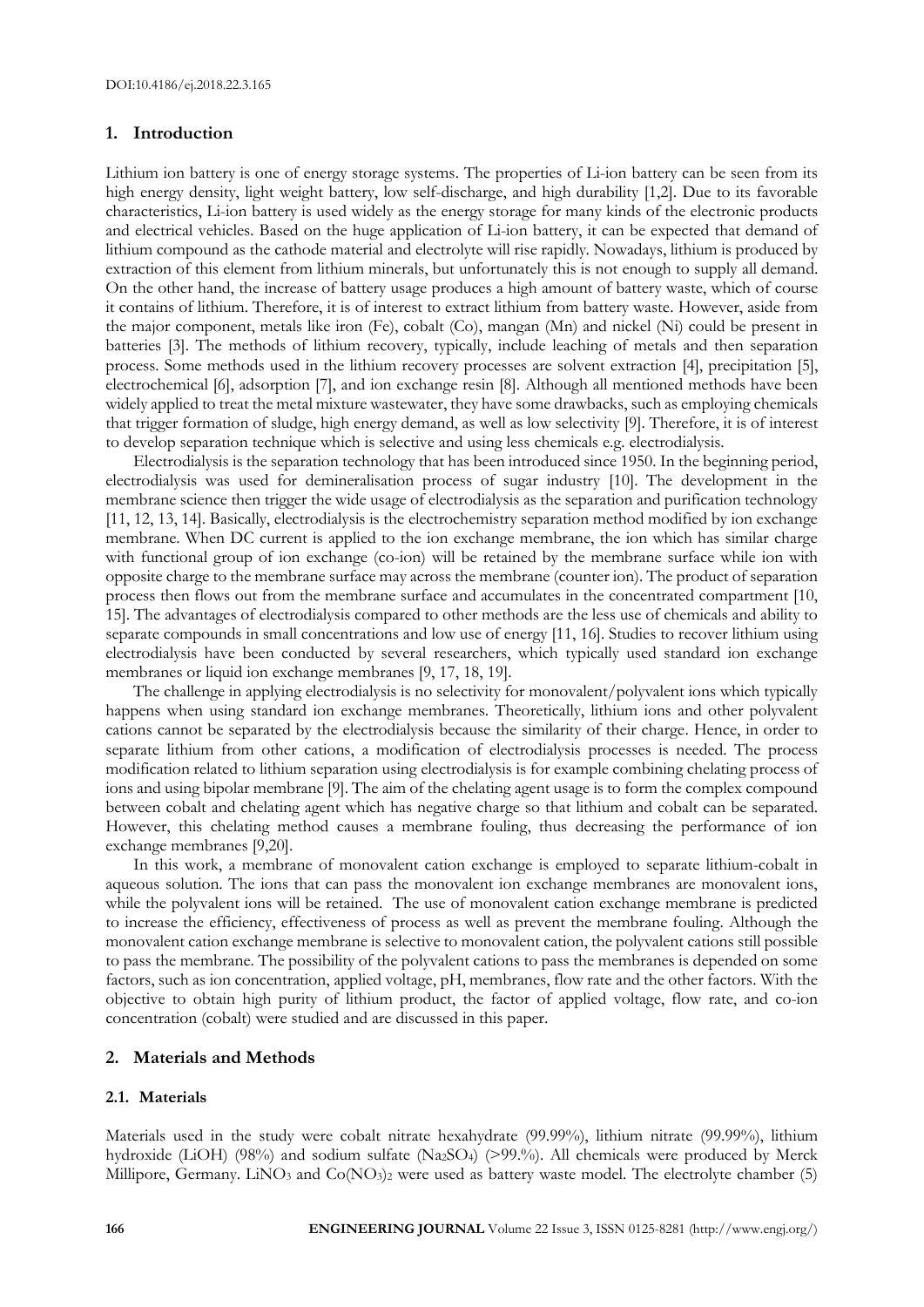## 1. Introduction

Lithium ion battery is one of energy storage systems. The properties of Li-ion battery can be seen from its high energy density, light weight battery, low self-discharge, and high durability [1,2]. Due to its favorable characteristics, Li-ion battery is used widely as the energy storage for many kinds of the electronic products and electrical vehicles. Based on the huge application of Li-ion battery, it can be expected that demand of lithium compound as the cathode material and electrolyte will rise rapidly. Nowadays, lithium is produced by extraction of this element from lithium minerals, but unfortunately this is not enough to supply all demand. On the other hand, the increase of battery usage produces a high amount of battery waste, which of course it contains of lithium. Therefore, it is of interest to extract lithium from battery waste. However, aside from the major component, metals like iron (Fe), cobalt (Co), mangan (Mn) and nickel (Ni) could be present in batteries [3]. The methods of lithium recovery, typically, include leaching of metals and then separation process. Some methods used in the lithium recovery processes are solvent extraction [4], precipitation [5], electrochemical [6], adsorption [7], and ion exchange resin [8]. Although all mentioned methods have been widely applied to treat the metal mixture wastewater, they have some drawbacks, such as employing chemicals that trigger formation of sludge, high energy demand, as well as low selectivity [9]. Therefore, it is of interest to develop separation technique which is selective and using less chemicals e.g. electrodialysis.

Electrodialysis is the separation technology that has been introduced since 1950. In the beginning period, electrodialysis was used for demineralisation process of sugar industry [10]. The development in the membrane science then trigger the wide usage of electrodialysis as the separation and purification technology [11, 12, 13, 14]. Basically, electrodialysis is the electrochemistry separation method modified by ion exchange membrane. When DC current is applied to the ion exchange membrane, the ion which has similar charge with functional group of ion exchange (co-ion) will be retained by the membrane surface while ion with opposite charge to the membrane surface may across the membrane (counter ion). The product of separation process then flows out from the membrane surface and accumulates in the concentrated compartment [10, 15]. The advantages of electrodialysis compared to other methods are the less use of chemicals and ability to separate compounds in small concentrations and low use of energy [11, 16]. Studies to recover lithium using electrodialysis have been conducted by several researchers, which typically used standard ion exchange membranes or liquid ion exchange membranes [9, 17, 18, 19].

The challenge in applying electrodialysis is no selectivity for monovalent/polyvalent ions which typically happens when using standard ion exchange membranes. Theoretically, lithium ions and other polyvalent cations cannot be separated by the electrodialysis because the similarity of their charge. Hence, in order to separate lithium from other cations, a modification of electrodialysis processes is needed. The process modification related to lithium separation using electrodialysis is for example combining chelating process of ions and using bipolar membrane [9]. The aim of the chelating agent usage is to form the complex compound between cobalt and chelating agent which has negative charge so that lithium and cobalt can be separated. However, this chelating method causes a membrane fouling, thus decreasing the performance of ion exchange membranes [9,20].

In this work, a membrane of monovalent cation exchange is employed to separate lithium-cobalt in aqueous solution. The ions that can pass the monovalent ion exchange membranes are monovalent ions, while the polyvalent ions will be retained. The use of monovalent cation exchange membrane is predicted to increase the efficiency, effectiveness of process as well as prevent the membrane fouling. Although the monovalent cation exchange membrane is selective to monovalent cation, the polyvalent cations still possible to pass the membrane. The possibility of the polyvalent cations to pass the membranes is depended on some factors, such as ion concentration, applied voltage, pH, membranes, flow rate and the other factors. With the objective to obtain high purity of lithium product, the factor of applied voltage, flow rate, and co-ion concentration (cobalt) were studied and are discussed in this paper.

## 2. Materials and Methods

### 2.1. Materials

Materials used in the study were cobalt nitrate hexahydrate (99.99%), lithium nitrate (99.99%), lithium hydroxide (LiOH) (98%) and sodium sulfate ($Na_2SO_4$) (>99.%). All chemicals were produced by Merck Millipore, Germany. $LiNO_3$ and $Co(NO_3)_2$ were used as battery waste model. The electrolyte chamber (5)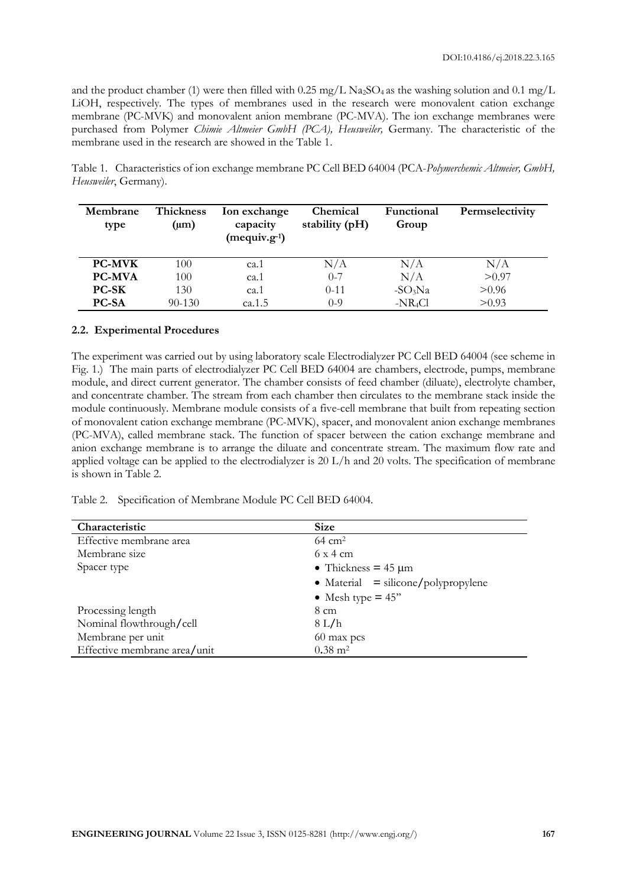and the product chamber (1) were then filled with 0.25 mg/L $Na_2SO_4$ as the washing solution and 0.1 mg/L LiOH, respectively. The types of membranes used in the research were monovalent cation exchange membrane (PC-MVK) and monovalent anion membrane (PC-MVA). The ion exchange membranes were purchased from Polymer *Chimie Altmeier GmbH (PCA), Heusweiler,* Germany. The characteristic of the membrane used in the research are showed in the Table 1.

Table 1. Characteristics of ion exchange membrane PC Cell BED 64004 (PCA-*Polymerchemie Altmeier, GmbH, Heusweiler*, Germany).

| Membrane type | Thickness (μm) | Ion exchange capacity (mequiv.g$^{-1}$) | Chemical stability (pH) | Functional Group | Permselectivity |
|---|---|---|---|---|---|
| **PC-MVK** | 100 | ca.1 | N/A | N/A | N/A |
| **PC-MVA** | 100 | ca.1 | 0-7 | N/A | >0.97 |
| **PC-SK** | 130 | ca.1 | 0-11 | $-SO_3Na$ | >0.96 |
| **PC-SA** | 90-130 | ca.1.5 | 0-9 | $-NR_4Cl$ | >0.93 |

### 2.2. Experimental Procedures

The experiment was carried out by using laboratory scale Electrodialyzer PC Cell BED 64004 (see scheme in Fig. 1.) The main parts of electrodialyzer PC Cell BED 64004 are chambers, electrode, pumps, membrane module, and direct current generator. The chamber consists of feed chamber (diluate), electrolyte chamber, and concentrate chamber. The stream from each chamber then circulates to the membrane stack inside the module continuously. Membrane module consists of a five-cell membrane that built from repeating section of monovalent cation exchange membrane (PC-MVK), spacer, and monovalent anion exchange membranes (PC-MVA), called membrane stack. The function of spacer between the cation exchange membrane and anion exchange membrane is to arrange the diluate and concentrate stream. The maximum flow rate and applied voltage can be applied to the electrodialyzer is 20 L/h and 20 volts. The specification of membrane is shown in Table 2.

Table 2. Specification of Membrane Module PC Cell BED 64004.

| Characteristic | Size |
|---|---|
| Effective membrane area | 64 cm$^2$ |
| Membrane size | 6 x 4 cm |
| Spacer type | • Thickness = 45 μm<br>• Material = silicone/polypropylene<br>• Mesh type = 45" |
| Processing length | 8 cm |
| Nominal flowthrough/cell | 8 L/h |
| Membrane per unit | 60 max pcs |
| Effective membrane area/unit | 0.38 m$^2$ |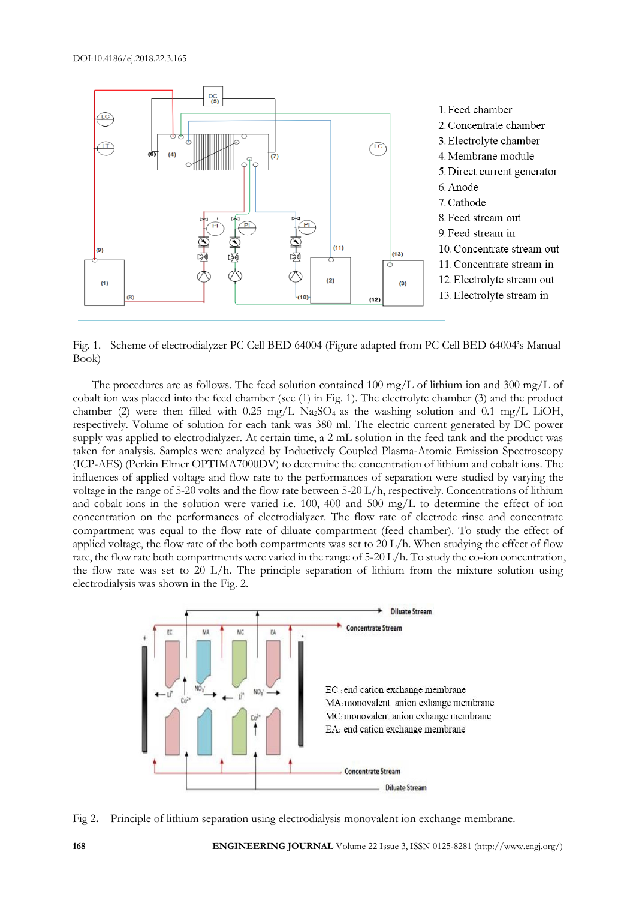Fig. 1. Scheme of electrodialyzer PC Cell BED 64004 (Figure adapted from PC Cell BED 64004's Manual Book)

The procedures are as follows. The feed solution contained 100 mg/L of lithium ion and 300 mg/L of cobalt ion was placed into the feed chamber (see (1) in Fig. 1). The electrolyte chamber (3) and the product chamber (2) were then filled with 0.25 mg/L $Na_2SO_4$ as the washing solution and 0.1 mg/L LiOH, respectively. Volume of solution for each tank was 380 ml. The electric current generated by DC power supply was applied to electrodialyzer. At certain time, a 2 mL solution in the feed tank and the product was taken for analysis. Samples were analyzed by Inductively Coupled Plasma-Atomic Emission Spectroscopy (ICP-AES) (Perkin Elmer OPTIMA7000DV) to determine the concentration of lithium and cobalt ions. The influences of applied voltage and flow rate to the performances of separation were studied by varying the voltage in the range of 5-20 volts and the flow rate between 5-20 L/h, respectively. Concentrations of lithium and cobalt ions in the solution were varied i.e. 100, 400 and 500 mg/L to determine the effect of ion concentration on the performances of electrodialyzer. The flow rate of electrode rinse and concentrate compartment was equal to the flow rate of diluate compartment (feed chamber). To study the effect of applied voltage, the flow rate of the both compartments was set to 20 L/h. When studying the effect of flow rate, the flow rate both compartments were varied in the range of 5-20 L/h. To study the co-ion concentration, the flow rate was set to 20 L/h. The principle separation of lithium from the mixture solution using electrodialysis was shown in the Fig. 2.

Fig 2. Principle of lithium separation using electrodialysis monovalent ion exchange membrane.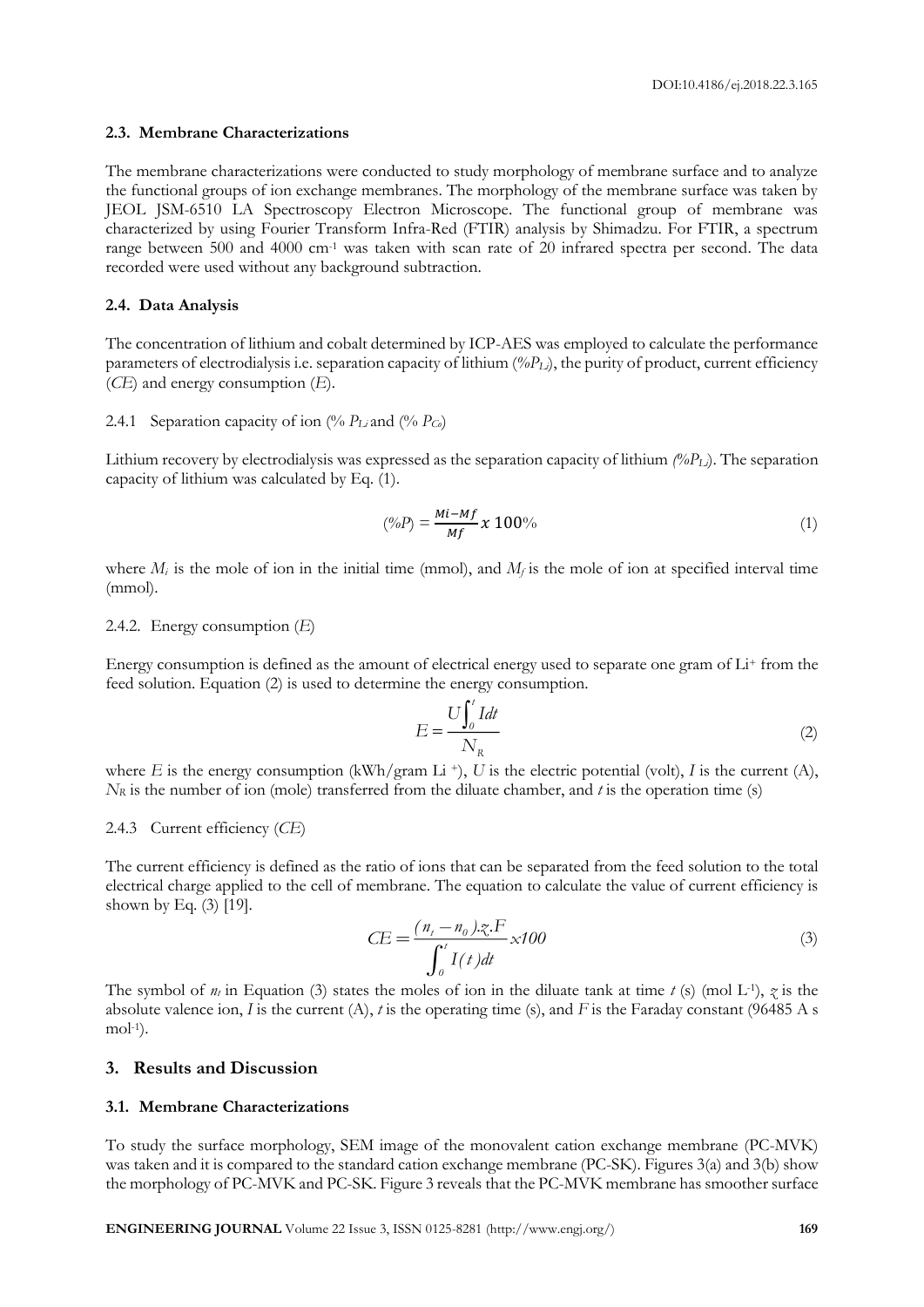### 2.3. Membrane Characterizations

The membrane characterizations were conducted to study morphology of membrane surface and to analyze the functional groups of ion exchange membranes. The morphology of the membrane surface was taken by JEOL JSM-6510 LA Spectroscopy Electron Microscope. The functional group of membrane was characterized by using Fourier Transform Infra-Red (FTIR) analysis by Shimadzu. For FTIR, a spectrum range between 500 and 4000 cm$^{-1}$ was taken with scan rate of 20 infrared spectra per second. The data recorded were used without any background subtraction.

### 2.4. Data Analysis

The concentration of lithium and cobalt determined by ICP-AES was employed to calculate the performance parameters of electrodialysis i.e. separation capacity of lithium (*%$P_{Li}$*), the purity of product, current efficiency (*CE*) and energy consumption (*E*).

2.4.1 Separation capacity of ion (% $P_{Li}$ and (% $P_{Co}$)

Lithium recovery by electrodialysis was expressed as the separation capacity of lithium *(%$P_{Li}$)*. The separation capacity of lithium was calculated by Eq. (1).

$$(\%P) = \frac{Mi - Mf}{Mf} x\ 100\% \tag{1}$$

where $M_i$ is the mole of ion in the initial time (mmol), and $M_f$ is the mole of ion at specified interval time (mmol).

2.4.2. Energy consumption (*E*)

Energy consumption is defined as the amount of electrical energy used to separate one gram of Li$^+$ from the feed solution. Equation (2) is used to determine the energy consumption.

$$E = \frac{U\int_0^t Idt}{N_R} \tag{2}$$

where $E$ is the energy consumption (kWh/gram Li $^+$), $U$ is the electric potential (volt), $I$ is the current (A), $N_R$ is the number of ion (mole) transferred from the diluate chamber, and $t$ is the operation time (s)

2.4.3 Current efficiency (*CE*)

The current efficiency is defined as the ratio of ions that can be separated from the feed solution to the total electrical charge applied to the cell of membrane. The equation to calculate the value of current efficiency is shown by Eq. (3) [19].

$$CE = \frac{(n_t - n_0).z.F}{\int_0^t I(t)dt} x 100 \tag{3}$$

The symbol of $n_t$ in Equation (3) states the moles of ion in the diluate tank at time $t$ (s) (mol L$^{-1}$), $z$ is the absolute valence ion, $I$ is the current (A), $t$ is the operating time (s), and $F$ is the Faraday constant (96485 A s mol$^{-1}$).

## 3. Results and Discussion

### 3.1. Membrane Characterizations

To study the surface morphology, SEM image of the monovalent cation exchange membrane (PC-MVK) was taken and it is compared to the standard cation exchange membrane (PC-SK). Figures 3(a) and 3(b) show the morphology of PC-MVK and PC-SK. Figure 3 reveals that the PC-MVK membrane has smoother surface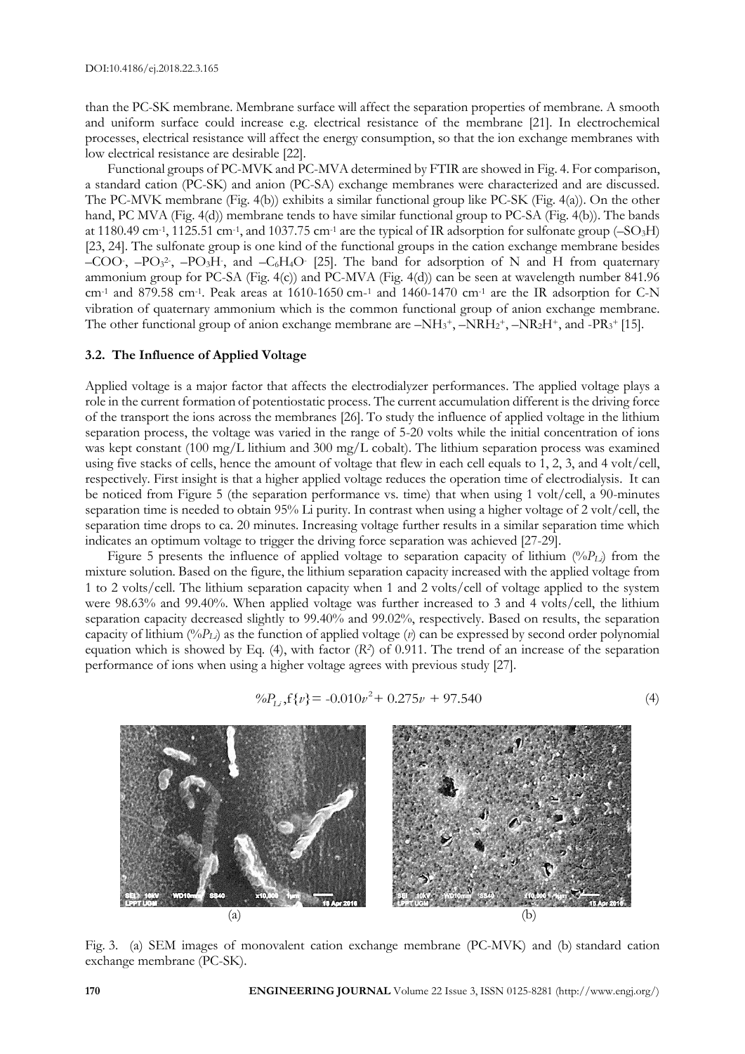than the PC-SK membrane. Membrane surface will affect the separation properties of membrane. A smooth and uniform surface could increase e.g. electrical resistance of the membrane [21]. In electrochemical processes, electrical resistance will affect the energy consumption, so that the ion exchange membranes with low electrical resistance are desirable [22].

Functional groups of PC-MVK and PC-MVA determined by FTIR are showed in Fig. 4. For comparison, a standard cation (PC-SK) and anion (PC-SA) exchange membranes were characterized and are discussed. The PC-MVK membrane (Fig. 4(b)) exhibits a similar functional group like PC-SK (Fig. 4(a)). On the other hand, PC MVA (Fig. 4(d)) membrane tends to have similar functional group to PC-SA (Fig. 4(b)). The bands at 1180.49 cm$^{-1}$, 1125.51 cm$^{-1}$, and 1037.75 cm$^{-1}$ are the typical of IR adsorption for sulfonate group ($-SO_3H$) [23, 24]. The sulfonate group is one kind of the functional groups in the cation exchange membrane besides $-COO^-$, $-PO_3^{2-}$, $-PO_3H^-$, and $-C_6H_4O^-$ [25]. The band for adsorption of N and H from quaternary ammonium group for PC-SA (Fig. 4(c)) and PC-MVA (Fig. 4(d)) can be seen at wavelength number 841.96 cm$^{-1}$ and 879.58 cm$^{-1}$. Peak areas at 1610-1650 cm$^{-1}$ and 1460-1470 cm$^{-1}$ are the IR adsorption for C-N vibration of quaternary ammonium which is the common functional group of anion exchange membrane. The other functional group of anion exchange membrane are $-NH_3^+$, $-NRH_2^+$, $-NR_2H^+$, and $-PR_3^+$ [15].

### 3.2. The Influence of Applied Voltage

Applied voltage is a major factor that affects the electrodialyzer performances. The applied voltage plays a role in the current formation of potentiostatic process. The current accumulation different is the driving force of the transport the ions across the membranes [26]. To study the influence of applied voltage in the lithium separation process, the voltage was varied in the range of 5-20 volts while the initial concentration of ions was kept constant (100 mg/L lithium and 300 mg/L cobalt). The lithium separation process was examined using five stacks of cells, hence the amount of voltage that flew in each cell equals to 1, 2, 3, and 4 volt/cell, respectively. First insight is that a higher applied voltage reduces the operation time of electrodialysis. It can be noticed from Figure 5 (the separation performance vs. time) that when using 1 volt/cell, a 90-minutes separation time is needed to obtain 95% Li purity. In contrast when using a higher voltage of 2 volt/cell, the separation time drops to ca. 20 minutes. Increasing voltage further results in a similar separation time which indicates an optimum voltage to trigger the driving force separation was achieved [27-29].

Figure 5 presents the influence of applied voltage to separation capacity of lithium ($\%P_{Li}$) from the mixture solution. Based on the figure, the lithium separation capacity increased with the applied voltage from 1 to 2 volts/cell. The lithium separation capacity when 1 and 2 volts/cell of voltage applied to the system were 98.63% and 99.40%. When applied voltage was further increased to 3 and 4 volts/cell, the lithium separation capacity decreased slightly to 99.40% and 99.02%, respectively. Based on results, the separation capacity of lithium ($\%P_{Li}$) as the function of applied voltage ($v$) can be expressed by second order polynomial equation which is showed by Eq. (4), with factor ($R^2$) of 0.911. The trend of an increase of the separation performance of ions when using a higher voltage agrees with previous study [27].

$$\%P_{Li}, \mathrm{f}\{v\} = -0.010v^2 + 0.275v + 97.540 \tag{4}$$

(a) (b)

Fig. 3. (a) SEM images of monovalent cation exchange membrane (PC-MVK) and (b) standard cation exchange membrane (PC-SK).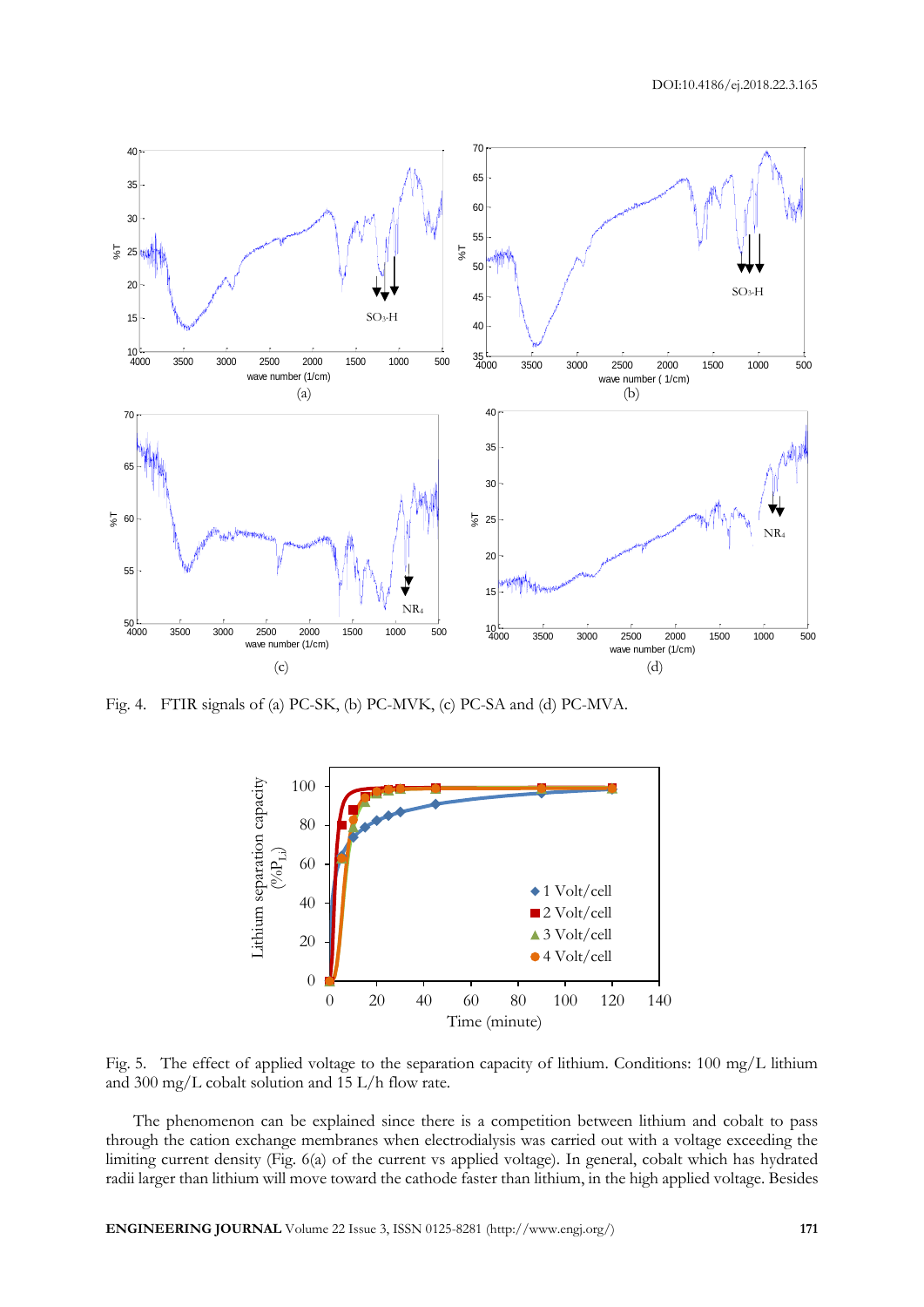Fig. 4. FTIR signals of (a) PC-SK, (b) PC-MVK, (c) PC-SA and (d) PC-MVA.

Fig. 5. The effect of applied voltage to the separation capacity of lithium. Conditions: 100 mg/L lithium and 300 mg/L cobalt solution and 15 L/h flow rate.

The phenomenon can be explained since there is a competition between lithium and cobalt to pass through the cation exchange membranes when electrodialysis was carried out with a voltage exceeding the limiting current density (Fig. 6(a) of the current vs applied voltage). In general, cobalt which has hydrated radii larger than lithium will move toward the cathode faster than lithium, in the high applied voltage. Besides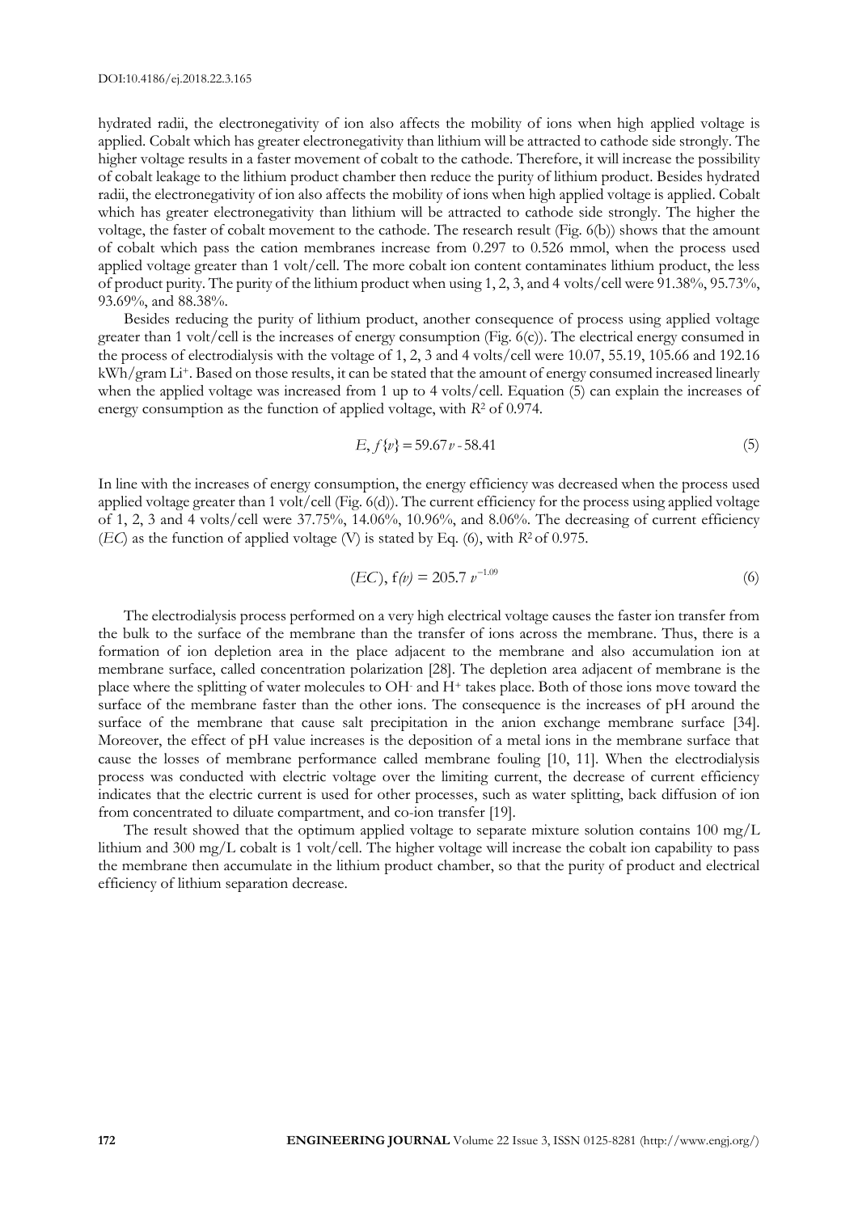hydrated radii, the electronegativity of ion also affects the mobility of ions when high applied voltage is applied. Cobalt which has greater electronegativity than lithium will be attracted to cathode side strongly. The higher voltage results in a faster movement of cobalt to the cathode. Therefore, it will increase the possibility of cobalt leakage to the lithium product chamber then reduce the purity of lithium product. Besides hydrated radii, the electronegativity of ion also affects the mobility of ions when high applied voltage is applied. Cobalt which has greater electronegativity than lithium will be attracted to cathode side strongly. The higher the voltage, the faster of cobalt movement to the cathode. The research result (Fig. 6(b)) shows that the amount of cobalt which pass the cation membranes increase from 0.297 to 0.526 mmol, when the process used applied voltage greater than 1 volt/cell. The more cobalt ion content contaminates lithium product, the less of product purity. The purity of the lithium product when using 1, 2, 3, and 4 volts/cell were 91.38%, 95.73%, 93.69%, and 88.38%.

Besides reducing the purity of lithium product, another consequence of process using applied voltage greater than 1 volt/cell is the increases of energy consumption (Fig. 6(c)). The electrical energy consumed in the process of electrodialysis with the voltage of 1, 2, 3 and 4 volts/cell were 10.07, 55.19, 105.66 and 192.16 kWh/gram $Li^+$. Based on those results, it can be stated that the amount of energy consumed increased linearly when the applied voltage was increased from 1 up to 4 volts/cell. Equation (5) can explain the increases of energy consumption as the function of applied voltage, with $R^2$ of 0.974.

$$E, f\{v\} = 59.67v - 58.41 \tag{5}$$

In line with the increases of energy consumption, the energy efficiency was decreased when the process used applied voltage greater than 1 volt/cell (Fig. 6(d)). The current efficiency for the process using applied voltage of 1, 2, 3 and 4 volts/cell were 37.75%, 14.06%, 10.96%, and 8.06%. The decreasing of current efficiency (*EC*) as the function of applied voltage (V) is stated by Eq. (6), with $R^2$ of 0.975.

$$(EC),\ f(v) = 205.7\ v^{-1.09} \tag{6}$$

The electrodialysis process performed on a very high electrical voltage causes the faster ion transfer from the bulk to the surface of the membrane than the transfer of ions across the membrane. Thus, there is a formation of ion depletion area in the place adjacent to the membrane and also accumulation ion at membrane surface, called concentration polarization [28]. The depletion area adjacent of membrane is the place where the splitting of water molecules to $OH^-$ and $H^+$ takes place. Both of those ions move toward the surface of the membrane faster than the other ions. The consequence is the increases of pH around the surface of the membrane that cause salt precipitation in the anion exchange membrane surface [34]. Moreover, the effect of pH value increases is the deposition of a metal ions in the membrane surface that cause the losses of membrane performance called membrane fouling [10, 11]. When the electrodialysis process was conducted with electric voltage over the limiting current, the decrease of current efficiency indicates that the electric current is used for other processes, such as water splitting, back diffusion of ion from concentrated to diluate compartment, and co-ion transfer [19].

The result showed that the optimum applied voltage to separate mixture solution contains 100 mg/L lithium and 300 mg/L cobalt is 1 volt/cell. The higher voltage will increase the cobalt ion capability to pass the membrane then accumulate in the lithium product chamber, so that the purity of product and electrical efficiency of lithium separation decrease.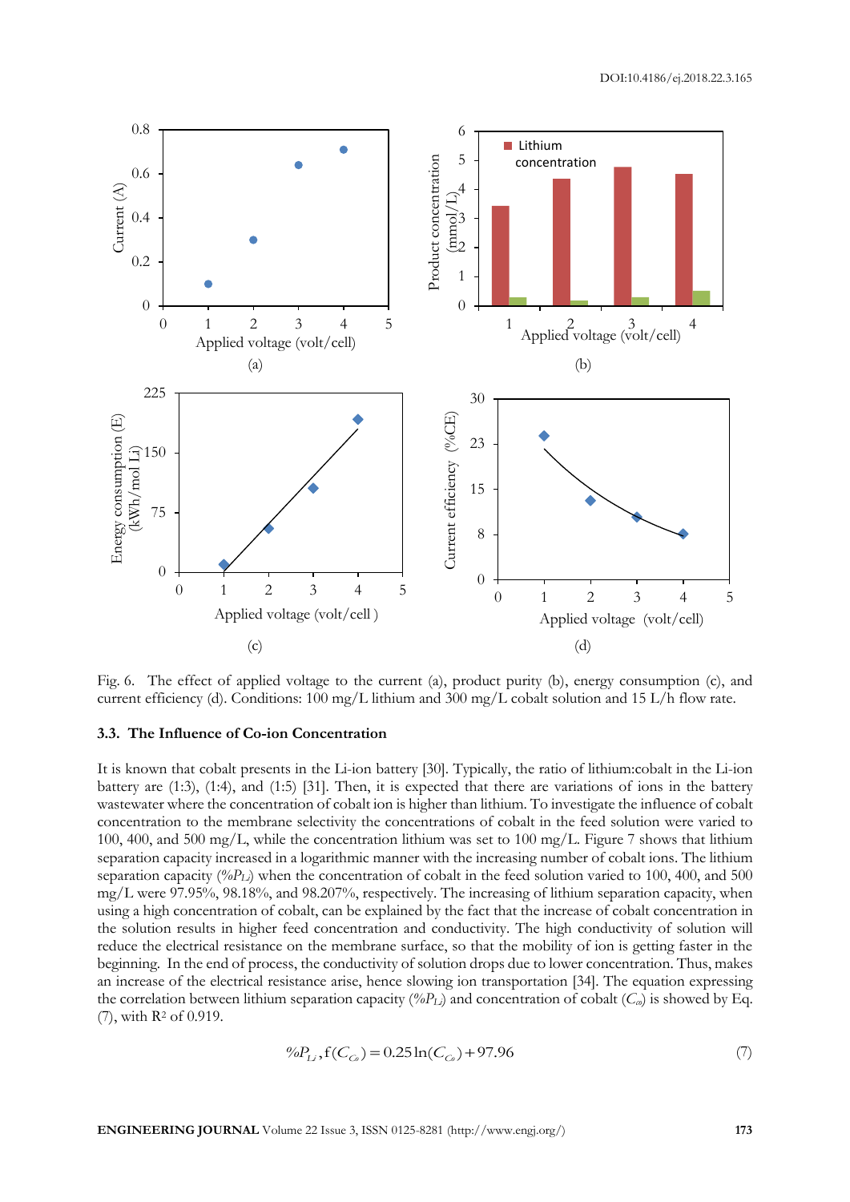Fig. 6. The effect of applied voltage to the current (a), product purity (b), energy consumption (c), and current efficiency (d). Conditions: 100 mg/L lithium and 300 mg/L cobalt solution and 15 L/h flow rate.

### 3.3. The Influence of Co-ion Concentration

It is known that cobalt presents in the Li-ion battery [30]. Typically, the ratio of lithium:cobalt in the Li-ion battery are (1:3), (1:4), and (1:5) [31]. Then, it is expected that there are variations of ions in the battery wastewater where the concentration of cobalt ion is higher than lithium. To investigate the influence of cobalt concentration to the membrane selectivity the concentrations of cobalt in the feed solution were varied to 100, 400, and 500 mg/L, while the concentration lithium was set to 100 mg/L. Figure 7 shows that lithium separation capacity increased in a logarithmic manner with the increasing number of cobalt ions. The lithium separation capacity ($\%P_{Li}$) when the concentration of cobalt in the feed solution varied to 100, 400, and 500 mg/L were 97.95%, 98.18%, and 98.207%, respectively. The increasing of lithium separation capacity, when using a high concentration of cobalt, can be explained by the fact that the increase of cobalt concentration in the solution results in higher feed concentration and conductivity. The high conductivity of solution will reduce the electrical resistance on the membrane surface, so that the mobility of ion is getting faster in the beginning. In the end of process, the conductivity of solution drops due to lower concentration. Thus, makes an increase of the electrical resistance arise, hence slowing ion transportation [34]. The equation expressing the correlation between lithium separation capacity ($\%P_{Li}$) and concentration of cobalt ($C_{Co}$) is showed by Eq. (7), with $R^2$ of 0.919.

$$\%P_{Li}, f(C_{Co}) = 0.25\ln(C_{Co}) + 97.96 \tag{7}$$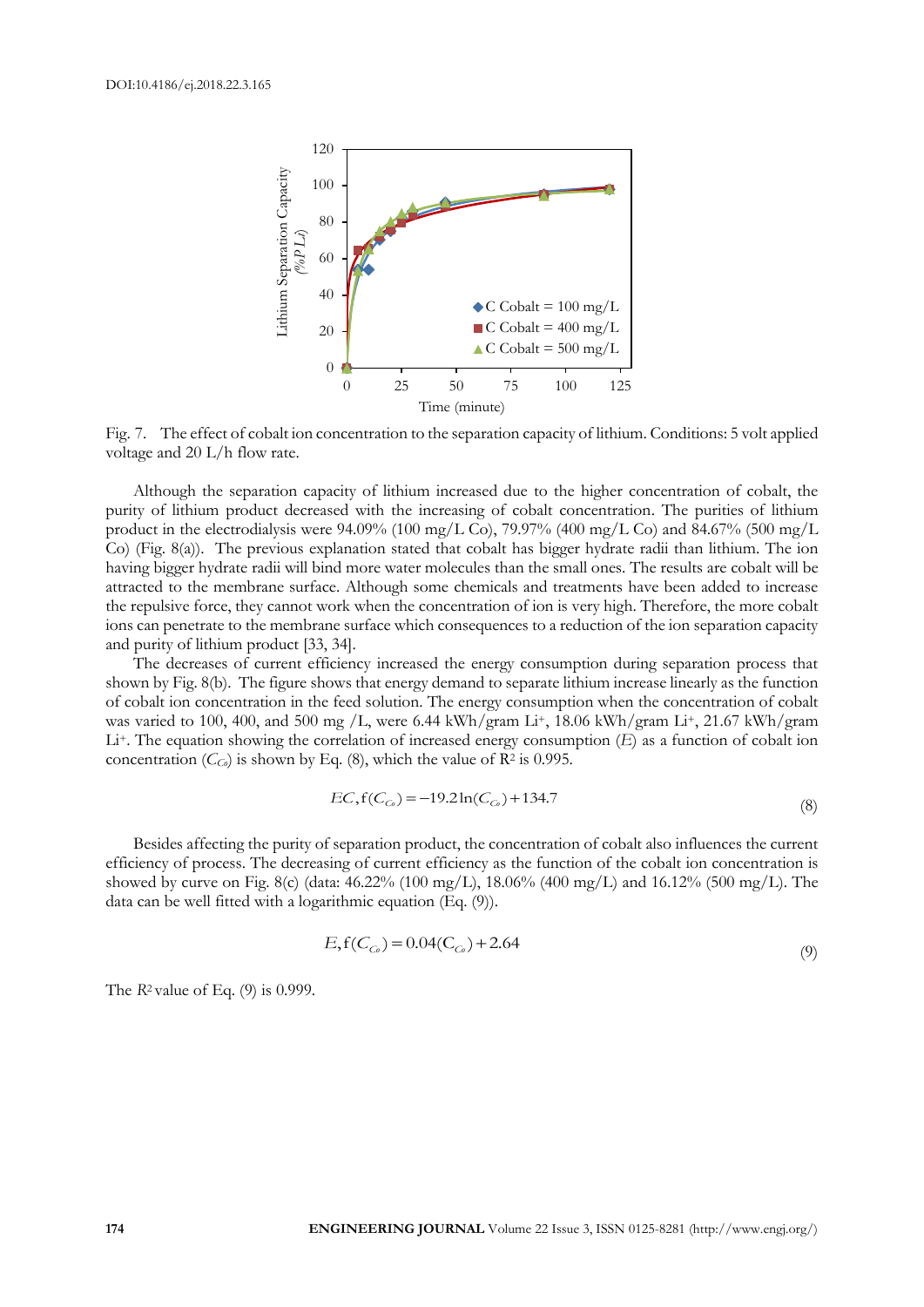Fig. 7. The effect of cobalt ion concentration to the separation capacity of lithium. Conditions: 5 volt applied voltage and 20 L/h flow rate.

Although the separation capacity of lithium increased due to the higher concentration of cobalt, the purity of lithium product decreased with the increasing of cobalt concentration. The purities of lithium product in the electrodialysis were 94.09% (100 mg/L Co), 79.97% (400 mg/L Co) and 84.67% (500 mg/L Co) (Fig. 8(a)). The previous explanation stated that cobalt has bigger hydrate radii than lithium. The ion having bigger hydrate radii will bind more water molecules than the small ones. The results are cobalt will be attracted to the membrane surface. Although some chemicals and treatments have been added to increase the repulsive force, they cannot work when the concentration of ion is very high. Therefore, the more cobalt ions can penetrate to the membrane surface which consequences to a reduction of the ion separation capacity and purity of lithium product [33, 34].

The decreases of current efficiency increased the energy consumption during separation process that shown by Fig. 8(b). The figure shows that energy demand to separate lithium increase linearly as the function of cobalt ion concentration in the feed solution. The energy consumption when the concentration of cobalt was varied to 100, 400, and 500 mg /L, were 6.44 kWh/gram $Li^+$, 18.06 kWh/gram $Li^+$, 21.67 kWh/gram $Li^+$. The equation showing the correlation of increased energy consumption ($E$) as a function of cobalt ion concentration ($C_{Co}$) is shown by Eq. (8), which the value of $R^2$ is 0.995.

$$EC, f(C_{Co}) = -19.2\ln(C_{Co}) + 134.7 \tag{8}$$

Besides affecting the purity of separation product, the concentration of cobalt also influences the current efficiency of process. The decreasing of current efficiency as the function of the cobalt ion concentration is showed by curve on Fig. 8(c) (data: 46.22% (100 mg/L), 18.06% (400 mg/L) and 16.12% (500 mg/L). The data can be well fitted with a logarithmic equation (Eq. (9)).

$$E, f(C_{Co}) = 0.04(C_{Co}) + 2.64 \tag{9}$$

The $R^2$ value of Eq. (9) is 0.999.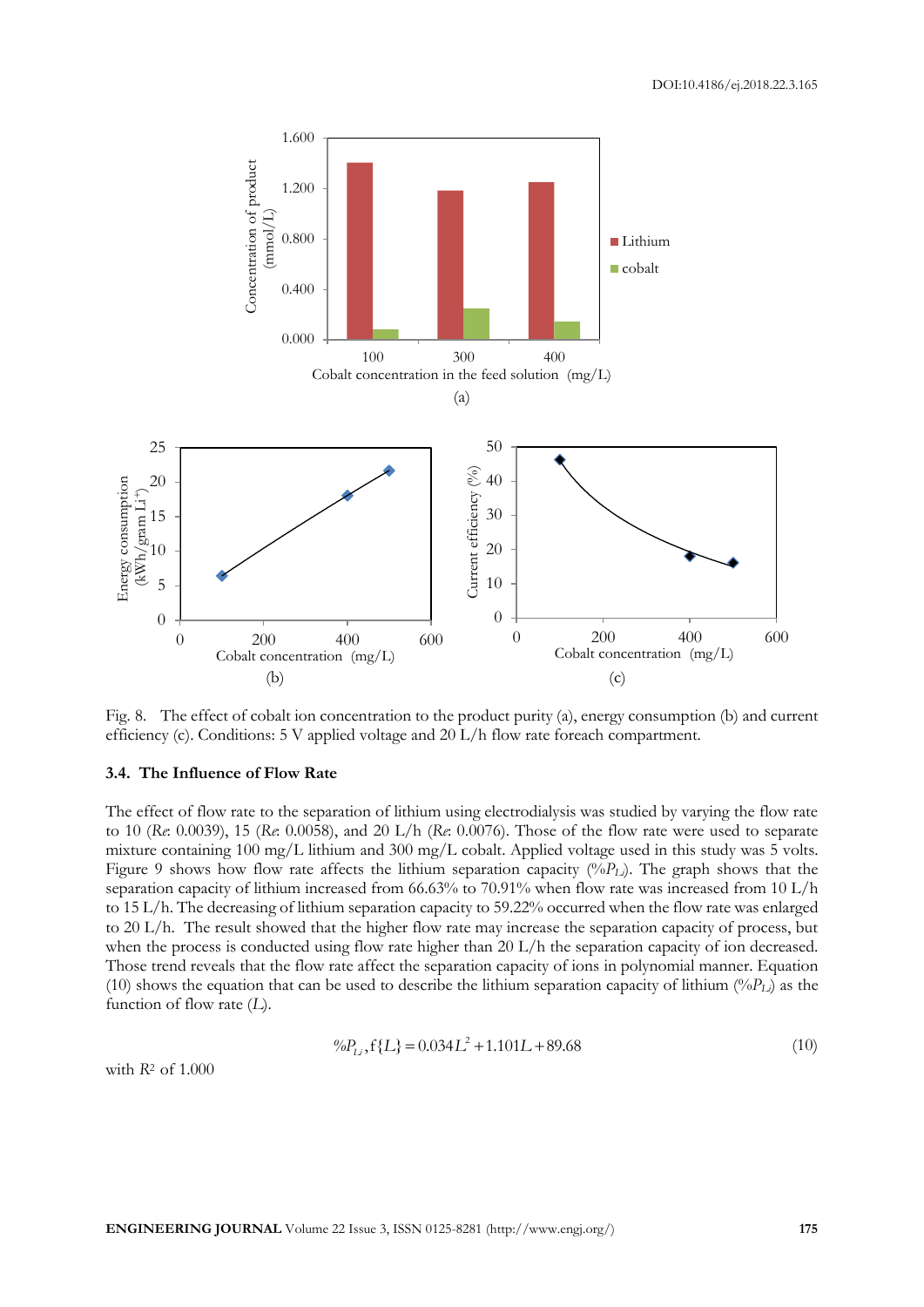Fig. 8. The effect of cobalt ion concentration to the product purity (a), energy consumption (b) and current efficiency (c). Conditions: 5 V applied voltage and 20 L/h flow rate foreach compartment.

### 3.4. The Influence of Flow Rate

The effect of flow rate to the separation of lithium using electrodialysis was studied by varying the flow rate to 10 (*Re*: 0.0039), 15 (*Re*: 0.0058), and 20 L/h (*Re*: 0.0076). Those of the flow rate were used to separate mixture containing 100 mg/L lithium and 300 mg/L cobalt. Applied voltage used in this study was 5 volts. Figure 9 shows how flow rate affects the lithium separation capacity ($\%P_{Li}$). The graph shows that the separation capacity of lithium increased from 66.63% to 70.91% when flow rate was increased from 10 L/h to 15 L/h. The decreasing of lithium separation capacity to 59.22% occurred when the flow rate was enlarged to 20 L/h. The result showed that the higher flow rate may increase the separation capacity of process, but when the process is conducted using flow rate higher than 20 L/h the separation capacity of ion decreased. Those trend reveals that the flow rate affect the separation capacity of ions in polynomial manner. Equation (10) shows the equation that can be used to describe the lithium separation capacity of lithium ($\%P_{Li}$) as the function of flow rate ($L$).

$$\%P_{Li}, f\{L\} = 0.034L^2 + 1.101L + 89.68 \quad (10)$$

with $R^2$ of 1.000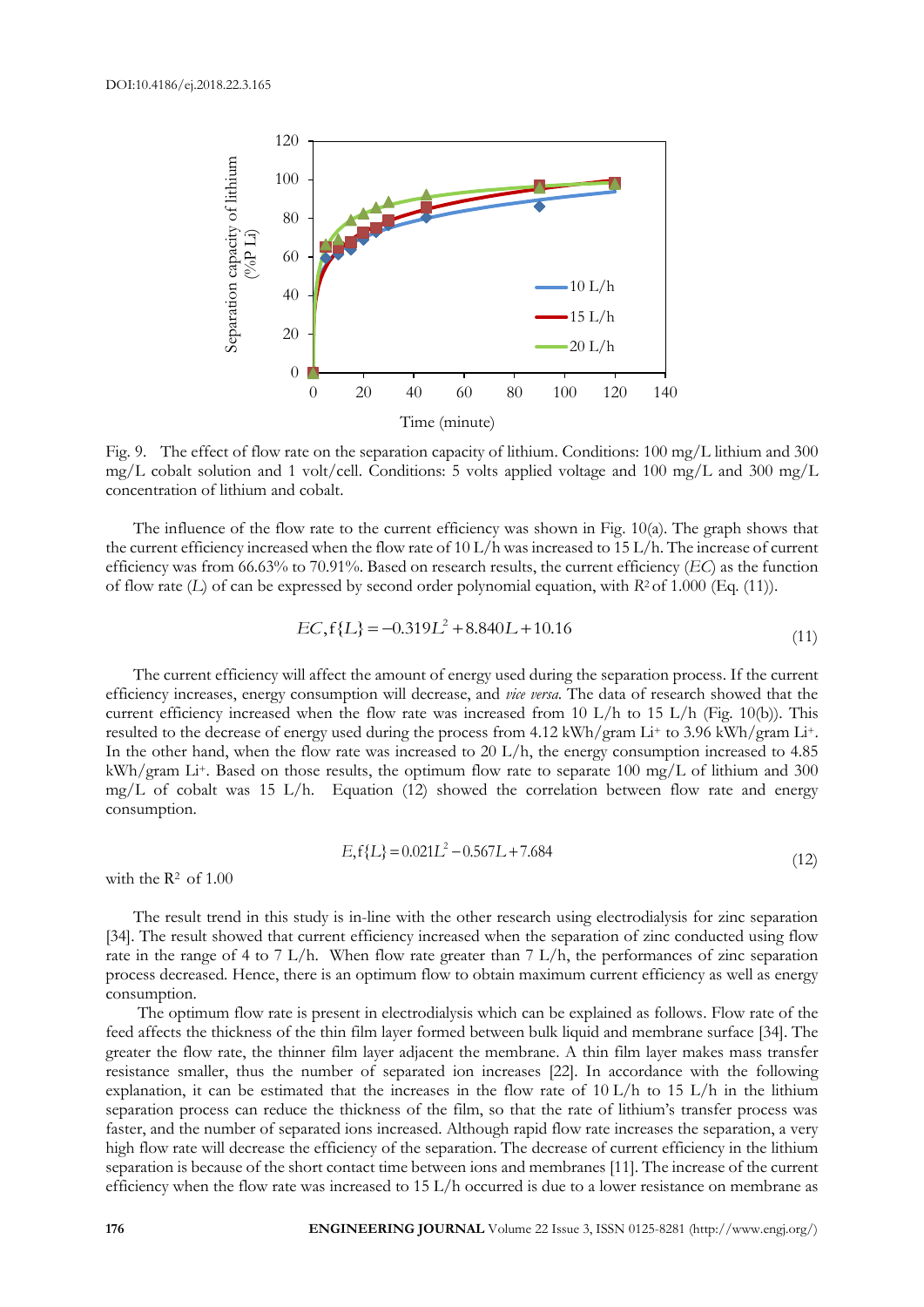Fig. 9. The effect of flow rate on the separation capacity of lithium. Conditions: 100 mg/L lithium and 300 mg/L cobalt solution and 1 volt/cell. Conditions: 5 volts applied voltage and 100 mg/L and 300 mg/L concentration of lithium and cobalt.

The influence of the flow rate to the current efficiency was shown in Fig. 10(a). The graph shows that the current efficiency increased when the flow rate of 10 L/h was increased to 15 L/h. The increase of current efficiency was from 66.63% to 70.91%. Based on research results, the current efficiency (*EC*) as the function of flow rate (*L*) of can be expressed by second order polynomial equation, with $R^2$ of 1.000 (Eq. (11)).

$$EC, \mathrm{f}\{L\} = -0.319L^2 + 8.840L + 10.16 \tag{11}$$

The current efficiency will affect the amount of energy used during the separation process. If the current efficiency increases, energy consumption will decrease, and *vice versa*. The data of research showed that the current efficiency increased when the flow rate was increased from 10 L/h to 15 L/h (Fig. 10(b)). This resulted to the decrease of energy used during the process from 4.12 kWh/gram $Li^+$ to 3.96 kWh/gram $Li^+$. In the other hand, when the flow rate was increased to 20 L/h, the energy consumption increased to 4.85 kWh/gram $Li^+$. Based on those results, the optimum flow rate to separate 100 mg/L of lithium and 300 mg/L of cobalt was 15 L/h. Equation (12) showed the correlation between flow rate and energy consumption.

$$E, \mathrm{f}\{L\} = 0.021L^2 - 0.567L + 7.684 \tag{12}$$

with the $R^2$ of 1.00

The result trend in this study is in-line with the other research using electrodialysis for zinc separation [34]. The result showed that current efficiency increased when the separation of zinc conducted using flow rate in the range of 4 to 7 L/h. When flow rate greater than 7 L/h, the performances of zinc separation process decreased. Hence, there is an optimum flow to obtain maximum current efficiency as well as energy consumption.

The optimum flow rate is present in electrodialysis which can be explained as follows. Flow rate of the feed affects the thickness of the thin film layer formed between bulk liquid and membrane surface [34]. The greater the flow rate, the thinner film layer adjacent the membrane. A thin film layer makes mass transfer resistance smaller, thus the number of separated ion increases [22]. In accordance with the following explanation, it can be estimated that the increases in the flow rate of 10 L/h to 15 L/h in the lithium separation process can reduce the thickness of the film, so that the rate of lithium's transfer process was faster, and the number of separated ions increased. Although rapid flow rate increases the separation, a very high flow rate will decrease the efficiency of the separation. The decrease of current efficiency in the lithium separation is because of the short contact time between ions and membranes [11]. The increase of the current efficiency when the flow rate was increased to 15 L/h occurred is due to a lower resistance on membrane as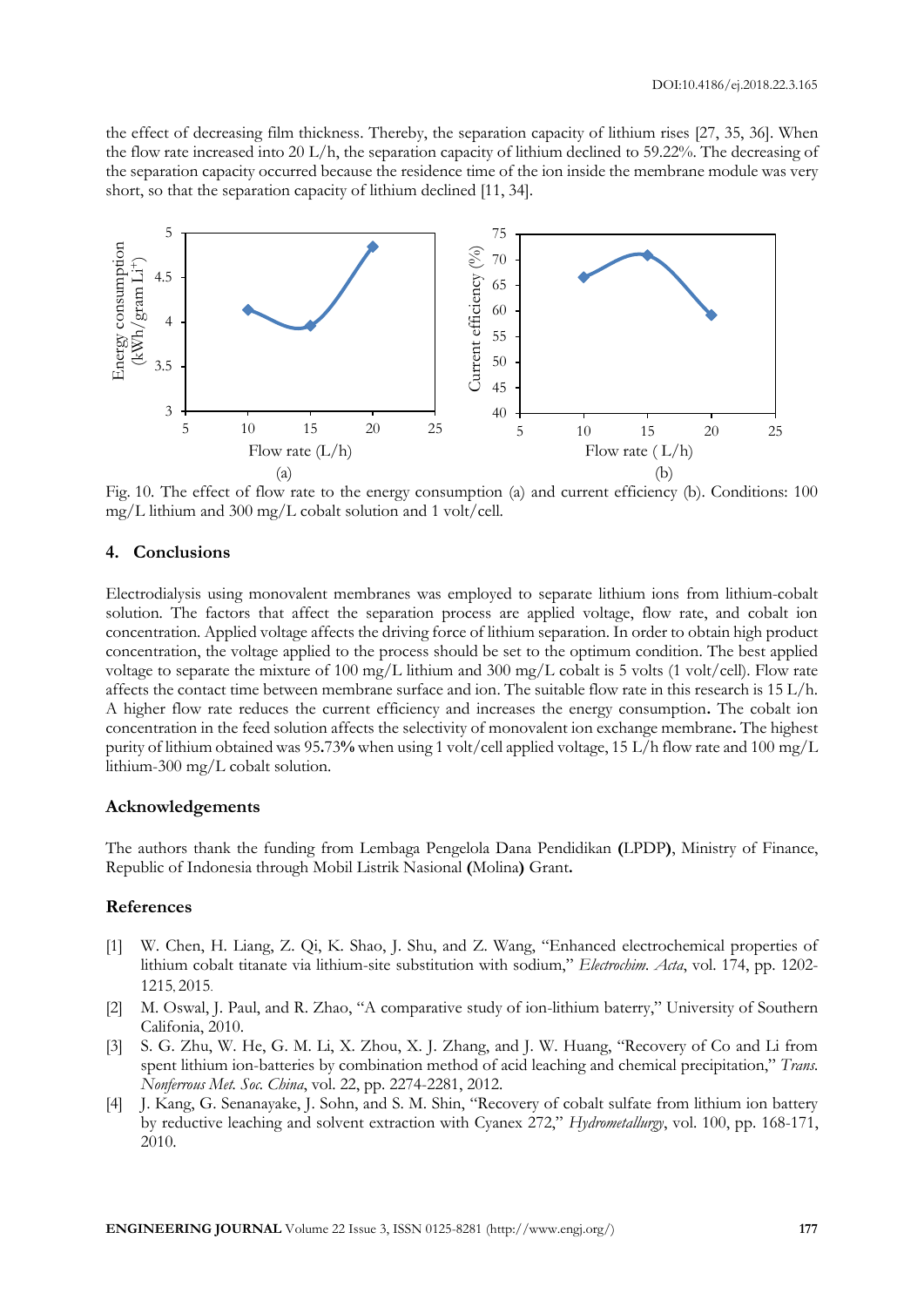the effect of decreasing film thickness. Thereby, the separation capacity of lithium rises [27, 35, 36]. When the flow rate increased into 20 L/h, the separation capacity of lithium declined to 59.22%. The decreasing of the separation capacity occurred because the residence time of the ion inside the membrane module was very short, so that the separation capacity of lithium declined [11, 34].

Fig. 10. The effect of flow rate to the energy consumption (a) and current efficiency (b). Conditions: 100 mg/L lithium and 300 mg/L cobalt solution and 1 volt/cell.

## 4. Conclusions

Electrodialysis using monovalent membranes was employed to separate lithium ions from lithium-cobalt solution. The factors that affect the separation process are applied voltage, flow rate, and cobalt ion concentration. Applied voltage affects the driving force of lithium separation. In order to obtain high product concentration, the voltage applied to the process should be set to the optimum condition. The best applied voltage to separate the mixture of 100 mg/L lithium and 300 mg/L cobalt is 5 volts (1 volt/cell). Flow rate affects the contact time between membrane surface and ion. The suitable flow rate in this research is 15 L/h. A higher flow rate reduces the current efficiency and increases the energy consumption**.** The cobalt ion concentration in the feed solution affects the selectivity of monovalent ion exchange membrane**.** The highest purity of lithium obtained was 95**.**73**%** when using 1 volt/cell applied voltage, 15 L/h flow rate and 100 mg/L lithium-300 mg/L cobalt solution.

## Acknowledgements

The authors thank the funding from Lembaga Pengelola Dana Pendidikan **(**LPDP**)**, Ministry of Finance, Republic of Indonesia through Mobil Listrik Nasional **(**Molina**)** Grant**.**

## References

[1] W. Chen, H. Liang, Z. Qi, K. Shao, J. Shu, and Z. Wang, "Enhanced electrochemical properties of lithium cobalt titanate via lithium-site substitution with sodium," *Electrochim. Acta*, vol. 174, pp. 1202-1215, 2015.

[2] M. Oswal, J. Paul, and R. Zhao, "A comparative study of ion-lithium baterry," University of Southern Califonia, 2010.

[3] S. G. Zhu, W. He, G. M. Li, X. Zhou, X. J. Zhang, and J. W. Huang, "Recovery of Co and Li from spent lithium ion-batteries by combination method of acid leaching and chemical precipitation," *Trans. Nonferrous Met. Soc. China*, vol. 22, pp. 2274-2281, 2012.

[4] J. Kang, G. Senanayake, J. Sohn, and S. M. Shin, "Recovery of cobalt sulfate from lithium ion battery by reductive leaching and solvent extraction with Cyanex 272," *Hydrometallurgy*, vol. 100, pp. 168-171, 2010.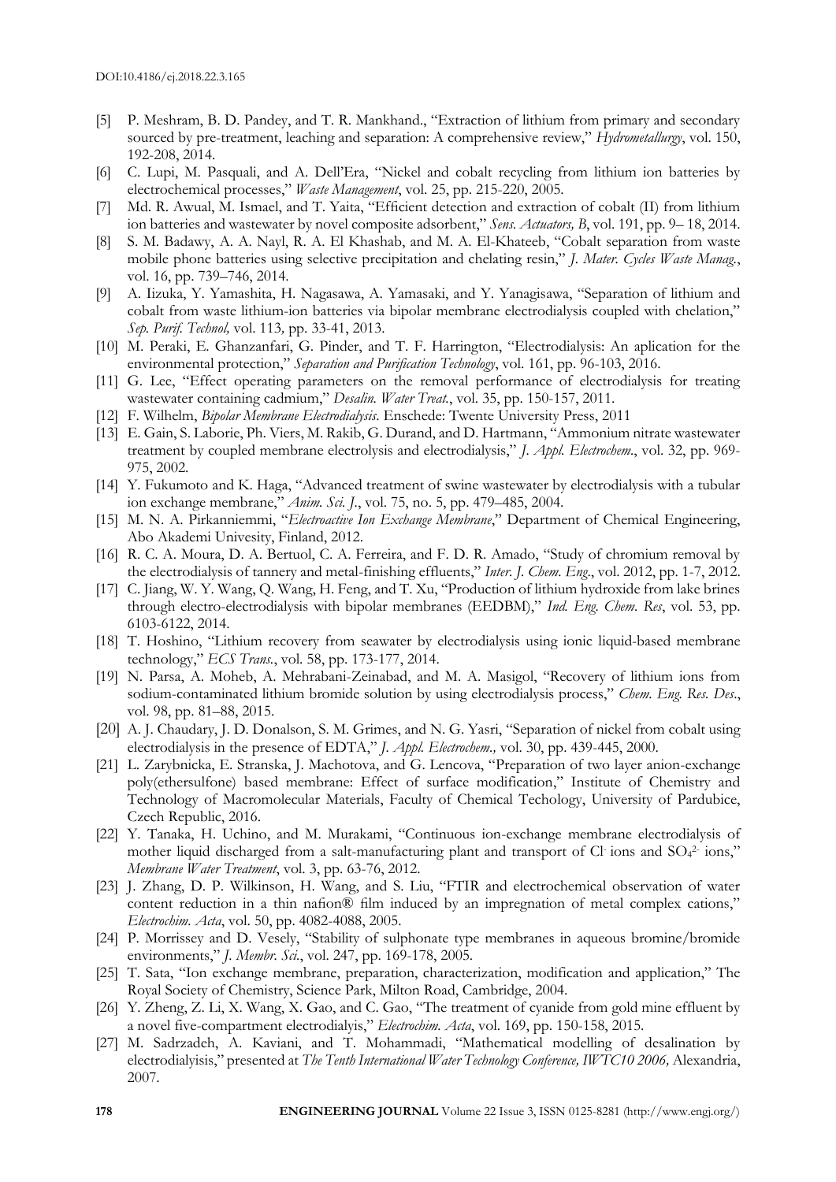[5] P. Meshram, B. D. Pandey, and T. R. Mankhand., "Extraction of lithium from primary and secondary sourced by pre-treatment, leaching and separation: A comprehensive review," *Hydrometallurgy*, vol. 150, 192-208, 2014.

[6] C. Lupi, M. Pasquali, and A. Dell'Era, "Nickel and cobalt recycling from lithium ion batteries by electrochemical processes," *Waste Management*, vol. 25, pp. 215-220, 2005.

[7] Md. R. Awual, M. Ismael, and T. Yaita, "Efficient detection and extraction of cobalt (II) from lithium ion batteries and wastewater by novel composite adsorbent," *Sens. Actuators, B*, vol. 191, pp. 9– 18, 2014.

[8] S. M. Badawy, A. A. Nayl, R. A. El Khashab, and M. A. El-Khateeb, "Cobalt separation from waste mobile phone batteries using selective precipitation and chelating resin," *J. Mater. Cycles Waste Manag.*, vol. 16, pp. 739–746, 2014.

[9] A. Iizuka, Y. Yamashita, H. Nagasawa, A. Yamasaki, and Y. Yanagisawa, "Separation of lithium and cobalt from waste lithium-ion batteries via bipolar membrane electrodialysis coupled with chelation," *Sep. Purif. Technol,* vol. 113*,* pp. 33-41, 2013.

[10] M. Peraki, E. Ghanzanfari, G. Pinder, and T. F. Harrington, "Electrodialysis: An aplication for the environmental protection," *Separation and Purification Technology*, vol. 161, pp. 96-103, 2016.

[11] G. Lee, "Effect operating parameters on the removal performance of electrodialysis for treating wastewater containing cadmium," *Desalin. Water Treat.*, vol. 35, pp. 150-157, 2011.

[12] F. Wilhelm, *Bipolar Membrane Electrodialysis*. Enschede: Twente University Press, 2011

[13] E. Gain, S. Laborie, Ph. Viers, M. Rakib, G. Durand, and D. Hartmann, "Ammonium nitrate wastewater treatment by coupled membrane electrolysis and electrodialysis," *J. Appl. Electrochem.*, vol. 32, pp. 969-975, 2002.

[14] Y. Fukumoto and K. Haga, "Advanced treatment of swine wastewater by electrodialysis with a tubular ion exchange membrane," *Anim. Sci. J.*, vol. 75, no. 5, pp. 479–485, 2004.

[15] M. N. A. Pirkanniemmi, "*Electroactive Ion Exchange Membrane*," Department of Chemical Engineering, Abo Akademi Univesity, Finland, 2012.

[16] R. C. A. Moura, D. A. Bertuol, C. A. Ferreira, and F. D. R. Amado, "Study of chromium removal by the electrodialysis of tannery and metal-finishing effluents," *Inter. J. Chem. Eng.*, vol. 2012, pp. 1-7, 2012.

[17] C. Jiang, W. Y. Wang, Q. Wang, H. Feng, and T. Xu, "Production of lithium hydroxide from lake brines through electro-electrodialysis with bipolar membranes (EEDBM)," *Ind. Eng. Chem. Res*, vol. 53, pp. 6103-6122, 2014.

[18] T. Hoshino, "Lithium recovery from seawater by electrodialysis using ionic liquid-based membrane technology," *ECS Trans.*, vol. 58, pp. 173-177, 2014.

[19] N. Parsa, A. Moheb, A. Mehrabani-Zeinabad, and M. A. Masigol, "Recovery of lithium ions from sodium-contaminated lithium bromide solution by using electrodialysis process," *Chem. Eng. Res. Des*., vol. 98, pp. 81–88, 2015.

[20] A. J. Chaudary, J. D. Donalson, S. M. Grimes, and N. G. Yasri, "Separation of nickel from cobalt using electrodialysis in the presence of EDTA," *J. Appl. Electrochem.,* vol. 30, pp. 439-445, 2000.

[21] L. Zarybnicka, E. Stranska, J. Machotova, and G. Lencova, "Preparation of two layer anion-exchange poly(ethersulfone) based membrane: Effect of surface modification," Institute of Chemistry and Technology of Macromolecular Materials, Faculty of Chemical Techology, University of Pardubice, Czech Republic, 2016.

[22] Y. Tanaka, H. Uchino, and M. Murakami, "Continuous ion-exchange membrane electrodialysis of mother liquid discharged from a salt-manufacturing plant and transport of $Cl^-$ ions and $SO_4^{2-}$ ions," *Membrane Water Treatment*, vol. 3, pp. 63-76, 2012.

[23] J. Zhang, D. P. Wilkinson, H. Wang, and S. Liu, "FTIR and electrochemical observation of water content reduction in a thin nafion® film induced by an impregnation of metal complex cations," *Electrochim. Acta*, vol. 50, pp. 4082-4088, 2005.

[24] P. Morrissey and D. Vesely, "Stability of sulphonate type membranes in aqueous bromine/bromide environments," *J. Membr. Sci.*, vol. 247, pp. 169-178, 2005.

[25] T. Sata, "Ion exchange membrane, preparation, characterization, modification and application," The Royal Society of Chemistry, Science Park, Milton Road, Cambridge, 2004.

[26] Y. Zheng, Z. Li, X. Wang, X. Gao, and C. Gao, "The treatment of cyanide from gold mine effluent by a novel five-compartment electrodialyis," *Electrochim. Acta*, vol. 169, pp. 150-158, 2015.

[27] M. Sadrzadeh, A. Kaviani, and T. Mohammadi, "Mathematical modelling of desalination by electrodialyisis," presented at *The Tenth International Water Technology Conference, IWTC10 2006,* Alexandria, 2007.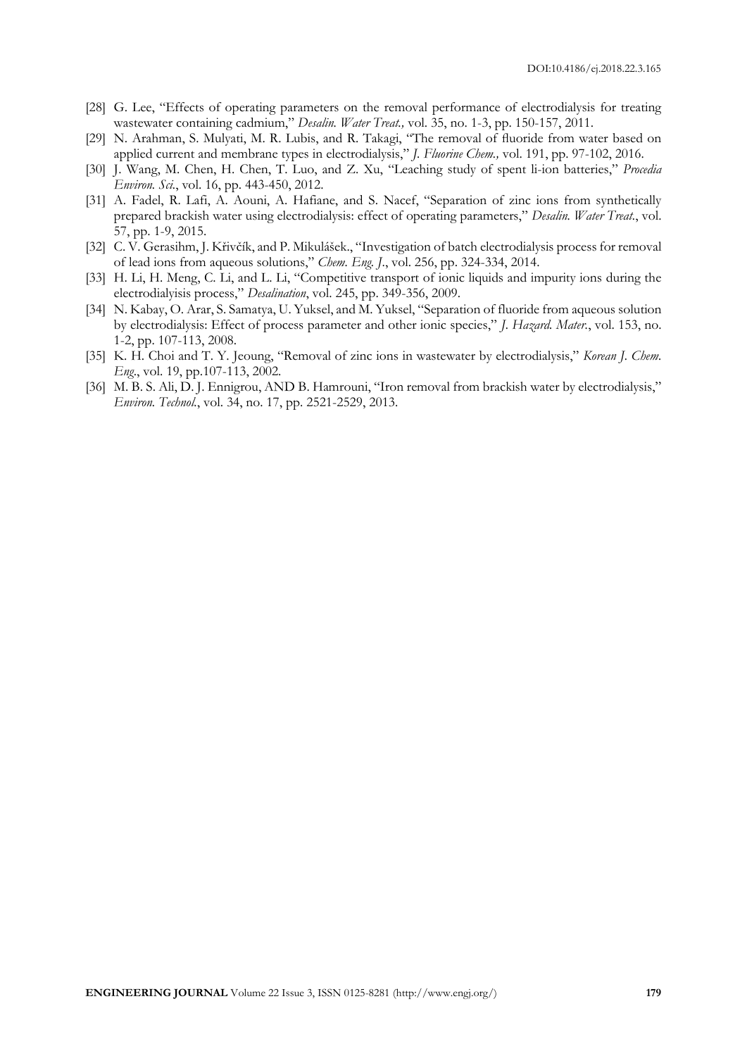[28] G. Lee, "Effects of operating parameters on the removal performance of electrodialysis for treating wastewater containing cadmium," *Desalin. Water Treat.,* vol. 35, no. 1-3, pp. 150-157, 2011.

[29] N. Arahman, S. Mulyati, M. R. Lubis, and R. Takagi, "The removal of fluoride from water based on applied current and membrane types in electrodialysis," *J. Fluorine Chem.,* vol. 191, pp. 97-102, 2016.

[30] J. Wang, M. Chen, H. Chen, T. Luo, and Z. Xu, "Leaching study of spent li-ion batteries," *Procedia Environ. Sci.*, vol. 16, pp. 443-450, 2012.

[31] A. Fadel, R. Lafi, A. Aouni, A. Hafiane, and S. Nacef, "Separation of zinc ions from synthetically prepared brackish water using electrodialysis: effect of operating parameters," *Desalin. Water Treat.*, vol. 57, pp. 1-9, 2015.

[32] C. V. Gerasihm, J. Křivčík, and P. Mikulášek., "Investigation of batch electrodialysis process for removal of lead ions from aqueous solutions," *Chem. Eng. J.*, vol. 256, pp. 324-334, 2014.

[33] H. Li, H. Meng, C. Li, and L. Li, "Competitive transport of ionic liquids and impurity ions during the electrodialyisis process," *Desalination*, vol. 245, pp. 349-356, 2009.

[34] N. Kabay, O. Arar, S. Samatya, U. Yuksel, and M. Yuksel, "Separation of fluoride from aqueous solution by electrodialysis: Effect of process parameter and other ionic species," *J. Hazard. Mater.*, vol. 153, no. 1-2, pp. 107-113, 2008.

[35] K. H. Choi and T. Y. Jeoung, "Removal of zinc ions in wastewater by electrodialysis," *Korean J. Chem. Eng.*, vol. 19, pp.107-113, 2002.

[36] M. B. S. Ali, D. J. Ennigrou, AND B. Hamrouni, "Iron removal from brackish water by electrodialysis," *Environ. Technol.*, vol. 34, no. 17, pp. 2521-2529, 2013.